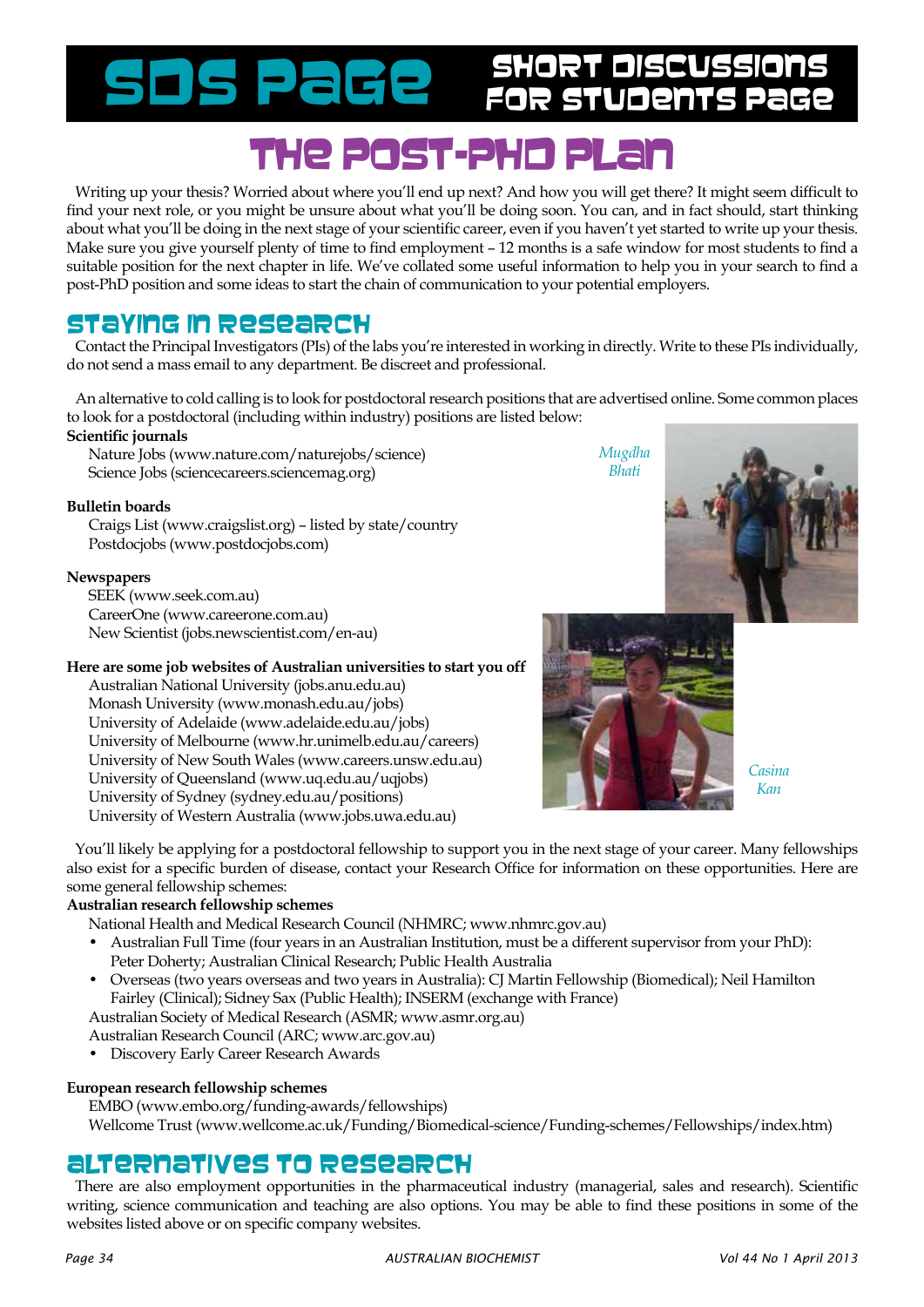# SDS Page — Short Discussions for Students Page

## The Post-PhD Plan

Writing up your thesis? Worried about where you'll end up next? And how you will get there? It might seem difficult to find your next role, or you might be unsure about what you'll be doing soon. You can, and in fact should, start thinking about what you'll be doing in the next stage of your scientific career, even if you haven't yet started to write up your thesis. Make sure you give yourself plenty of time to find employment – 12 months is a safe window for most students to find a suitable position for the next chapter in life. We've collated some useful information to help you in your search to find a post-PhD position and some ideas to start the chain of communication to your potential employers.

### Staying in Research

Contact the Principal Investigators (PIs) of the labs you're interested in working in directly. Write to these PIs individually, do not send a mass email to any department. Be discreet and professional.

An alternative to cold calling is to look for postdoctoral research positions that are advertised online. Some common places to look for a postdoctoral (including within industry) positions are listed below:

**Scientific journals**

Nature Jobs (www.nature.com/naturejobs/science)
Science Jobs (sciencecareers.sciencemag.org)

**Bulletin boards**

Craigs List (www.craigslist.org) – listed by state/country
Postdocjobs (www.postdocjobs.com)

**Newspapers**

SEEK (www.seek.com.au)
CareerOne (www.careerone.com.au)
New Scientist (jobs.newscientist.com/en-au)

**Here are some job websites of Australian universities to start you off**

Australian National University (jobs.anu.edu.au)
Monash University (www.monash.edu.au/jobs)
University of Adelaide (www.adelaide.edu.au/jobs)
University of Melbourne (www.hr.unimelb.edu.au/careers)
University of New South Wales (www.careers.unsw.edu.au)
University of Queensland (www.uq.edu.au/uqjobs)
University of Sydney (sydney.edu.au/positions)
University of Western Australia (www.jobs.uwa.edu.au)

*Mugdha Bhati*

*Casina Kan*

You'll likely be applying for a postdoctoral fellowship to support you in the next stage of your career. Many fellowships also exist for a specific burden of disease, contact your Research Office for information on these opportunities. Here are some general fellowship schemes:

**Australian research fellowship schemes**

National Health and Medical Research Council (NHMRC; www.nhmrc.gov.au)

- Australian Full Time (four years in an Australian Institution, must be a different supervisor from your PhD): Peter Doherty; Australian Clinical Research; Public Health Australia
- Overseas (two years overseas and two years in Australia): CJ Martin Fellowship (Biomedical); Neil Hamilton Fairley (Clinical); Sidney Sax (Public Health); INSERM (exchange with France)

Australian Society of Medical Research (ASMR; www.asmr.org.au)
Australian Research Council (ARC; www.arc.gov.au)

- Discovery Early Career Research Awards

**European research fellowship schemes**

EMBO (www.embo.org/funding-awards/fellowships)
Wellcome Trust (www.wellcome.ac.uk/Funding/Biomedical-science/Funding-schemes/Fellowships/index.htm)

### Alternatives to Research

There are also employment opportunities in the pharmaceutical industry (managerial, sales and research). Scientific writing, science communication and teaching are also options. You may be able to find these positions in some of the websites listed above or on specific company websites.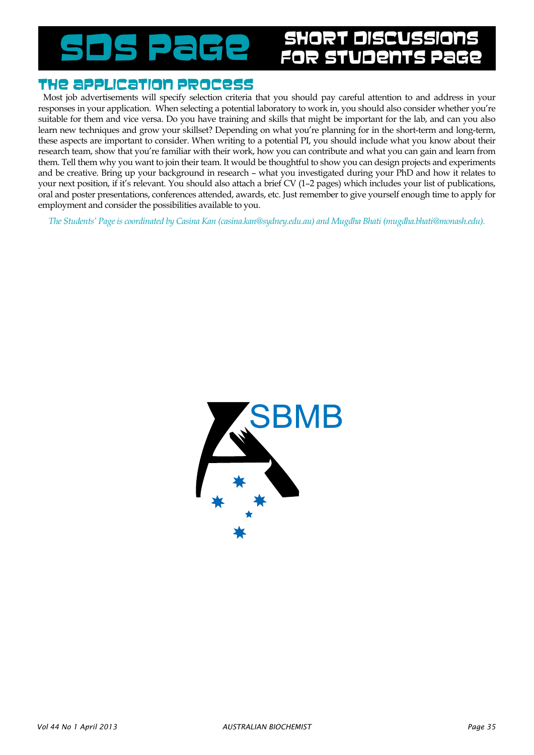# SDS Page — Short Discussions for Students Page

## The Application Process

Most job advertisements will specify selection criteria that you should pay careful attention to and address in your responses in your application. When selecting a potential laboratory to work in, you should also consider whether you're suitable for them and vice versa. Do you have training and skills that might be important for the lab, and can you also learn new techniques and grow your skillset? Depending on what you're planning for in the short-term and long-term, these aspects are important to consider. When writing to a potential PI, you should include what you know about their research team, show that you're familiar with their work, how you can contribute and what you can gain and learn from them. Tell them why you want to join their team. It would be thoughtful to show you can design projects and experiments and be creative. Bring up your background in research – what you investigated during your PhD and how it relates to your next position, if it's relevant. You should also attach a brief CV (1–2 pages) which includes your list of publications, oral and poster presentations, conferences attended, awards, etc. Just remember to give yourself enough time to apply for employment and consider the possibilities available to you.

*The Students' Page is coordinated by Casina Kan (casina.kan@sydney.edu.au) and Mugdha Bhati (mugdha.bhati@monash.edu).*

ASBMB